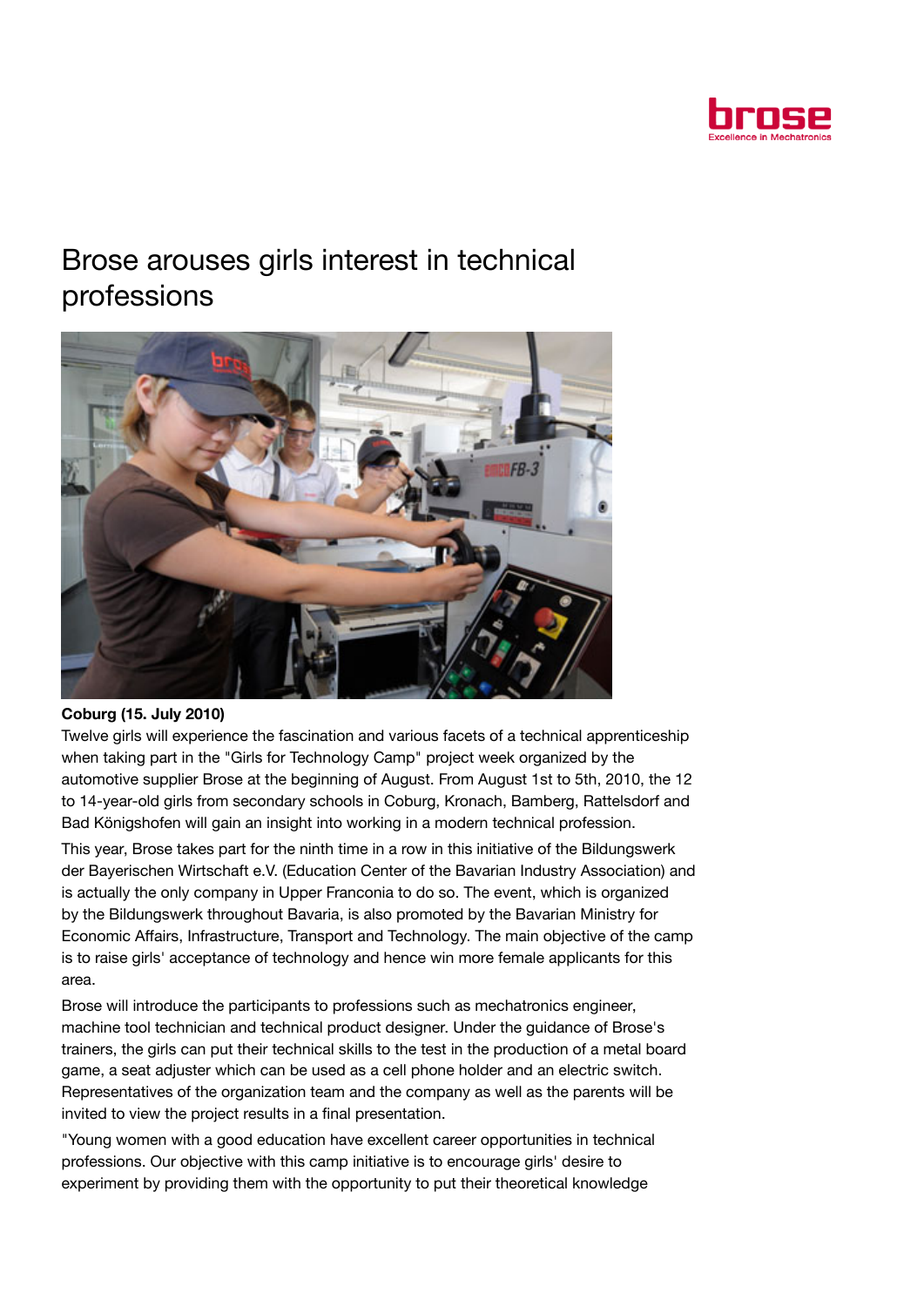# Brose arouses girls interest in technical professions

**Coburg (15. July 2010)**

Twelve girls will experience the fascination and various facets of a technical apprenticeship when taking part in the "Girls for Technology Camp" project week organized by the automotive supplier Brose at the beginning of August. From August 1st to 5th, 2010, the 12 to 14-year-old girls from secondary schools in Coburg, Kronach, Bamberg, Rattelsdorf and Bad Königshofen will gain an insight into working in a modern technical profession.

This year, Brose takes part for the ninth time in a row in this initiative of the Bildungswerk der Bayerischen Wirtschaft e.V. (Education Center of the Bavarian Industry Association) and is actually the only company in Upper Franconia to do so. The event, which is organized by the Bildungswerk throughout Bavaria, is also promoted by the Bavarian Ministry for Economic Affairs, Infrastructure, Transport and Technology. The main objective of the camp is to raise girls' acceptance of technology and hence win more female applicants for this area.

Brose will introduce the participants to professions such as mechatronics engineer, machine tool technician and technical product designer. Under the guidance of Brose's trainers, the girls can put their technical skills to the test in the production of a metal board game, a seat adjuster which can be used as a cell phone holder and an electric switch. Representatives of the organization team and the company as well as the parents will be invited to view the project results in a final presentation.

"Young women with a good education have excellent career opportunities in technical professions. Our objective with this camp initiative is to encourage girls' desire to experiment by providing them with the opportunity to put their theoretical knowledge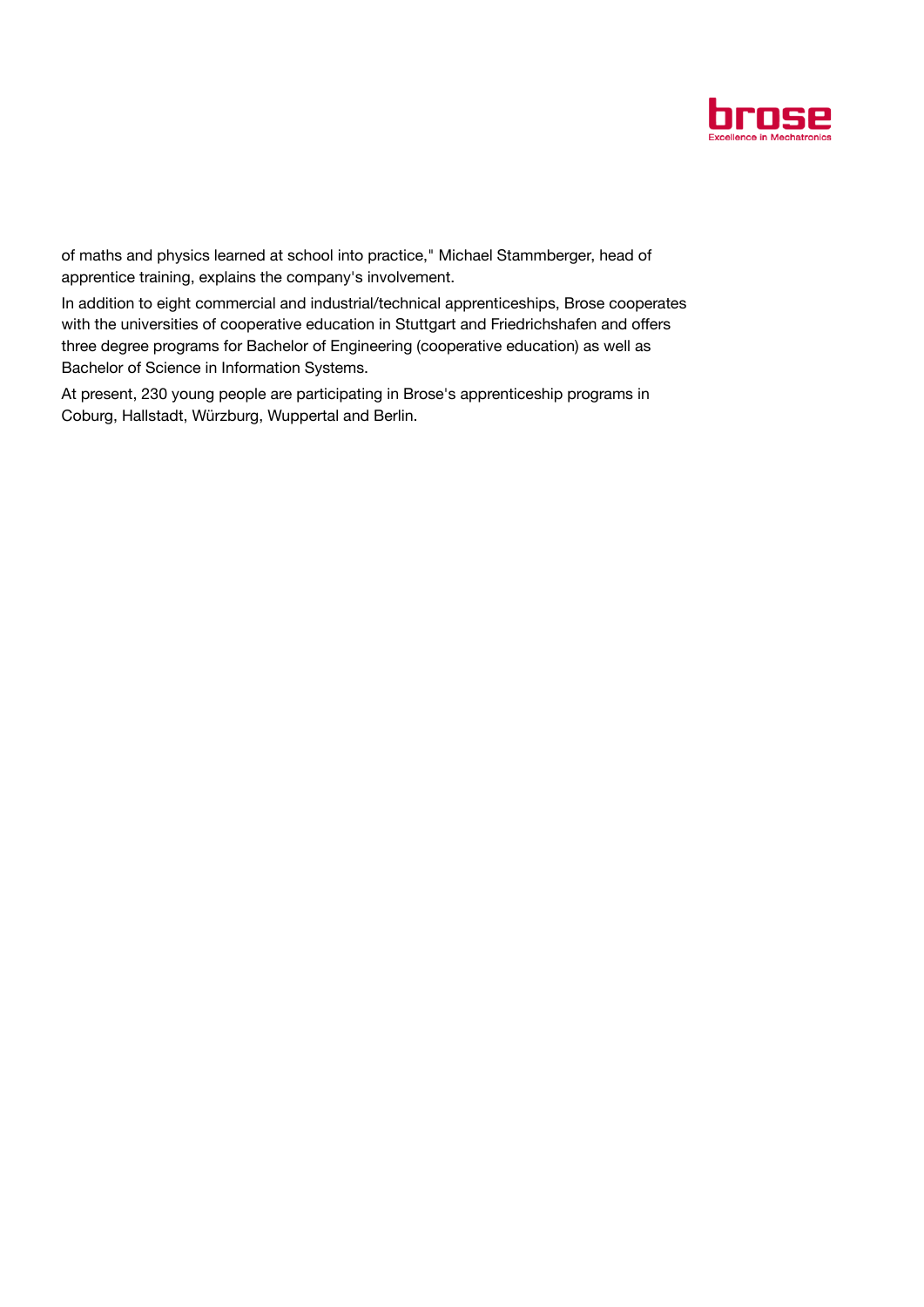of maths and physics learned at school into practice," Michael Stammberger, head of apprentice training, explains the company's involvement.

In addition to eight commercial and industrial/technical apprenticeships, Brose cooperates with the universities of cooperative education in Stuttgart and Friedrichshafen and offers three degree programs for Bachelor of Engineering (cooperative education) as well as Bachelor of Science in Information Systems.

At present, 230 young people are participating in Brose's apprenticeship programs in Coburg, Hallstadt, Würzburg, Wuppertal and Berlin.